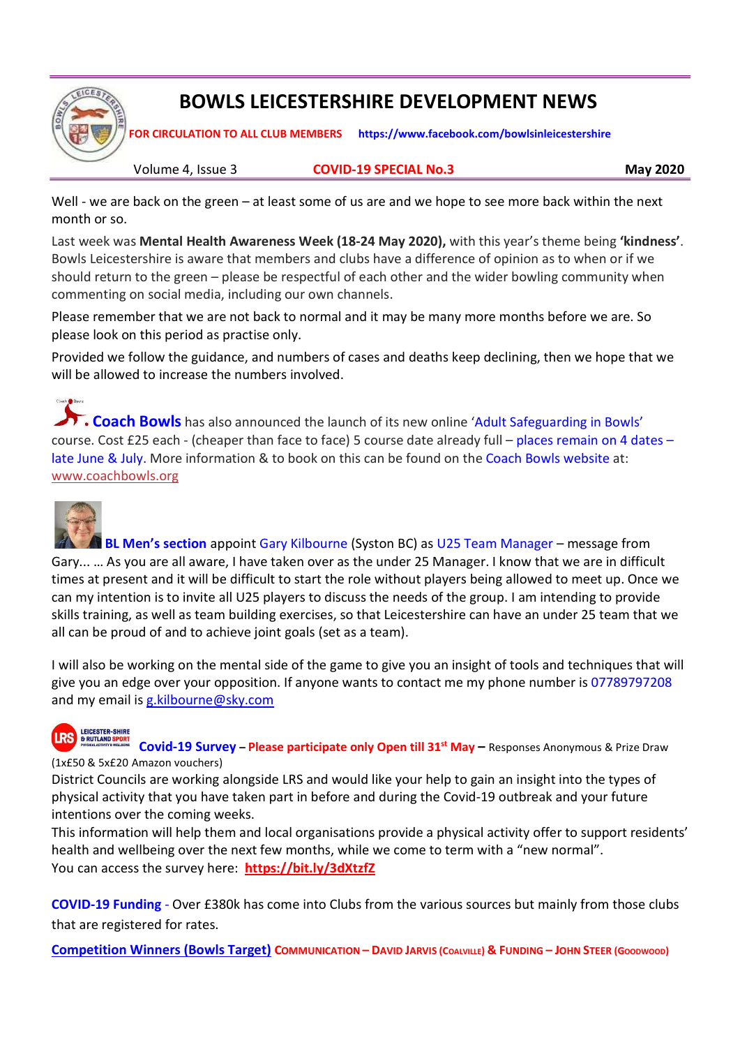# BOWLS LEICESTERSHIRE DEVELOPMENT NEWS

**FOR CIRCULATION TO ALL CLUB MEMBERS** **https://www.facebook.com/bowlsinleicestershire**

Volume 4, Issue 3 **COVID-19 SPECIAL No.3** **May 2020**

Well - we are back on the green – at least some of us are and we hope to see more back within the next month or so.

Last week was **Mental Health Awareness Week (18-24 May 2020),** with this year's theme being **'kindness'**. Bowls Leicestershire is aware that members and clubs have a difference of opinion as to when or if we should return to the green – please be respectful of each other and the wider bowling community when commenting on social media, including our own channels.

Please remember that we are not back to normal and it may be many more months before we are. So please look on this period as practise only.

Provided we follow the guidance, and numbers of cases and deaths keep declining, then we hope that we will be allowed to increase the numbers involved.

**Coach Bowls** has also announced the launch of its new online 'Adult Safeguarding in Bowls' course. Cost £25 each - (cheaper than face to face) 5 course date already full – places remain on 4 dates – late June & July. More information & to book on this can be found on the Coach Bowls website at: www.coachbowls.org

**BL Men's section** appoint Gary Kilbourne (Syston BC) as U25 Team Manager – message from Gary... … As you are all aware, I have taken over as the under 25 Manager. I know that we are in difficult times at present and it will be difficult to start the role without players being allowed to meet up. Once we can my intention is to invite all U25 players to discuss the needs of the group. I am intending to provide skills training, as well as team building exercises, so that Leicestershire can have an under 25 team that we all can be proud of and to achieve joint goals (set as a team).

I will also be working on the mental side of the game to give you an insight of tools and techniques that will give you an edge over your opposition. If anyone wants to contact me my phone number is 07789797208 and my email is g.kilbourne@sky.com

**Covid-19 Survey** – **Please participate only Open till 31st May** – Responses Anonymous & Prize Draw (1x£50 & 5x£20 Amazon vouchers)

District Councils are working alongside LRS and would like your help to gain an insight into the types of physical activity that you have taken part in before and during the Covid-19 outbreak and your future intentions over the coming weeks.

This information will help them and local organisations provide a physical activity offer to support residents' health and wellbeing over the next few months, while we come to term with a "new normal".

You can access the survey here: **https://bit.ly/3dXtzfZ**

**COVID-19 Funding** - Over £380k has come into Clubs from the various sources but mainly from those clubs that are registered for rates.

**Competition Winners (Bowls Target)** **COMMUNICATION – DAVID JARVIS (COALVILLE) & FUNDING – JOHN STEER (GOODWOOD)**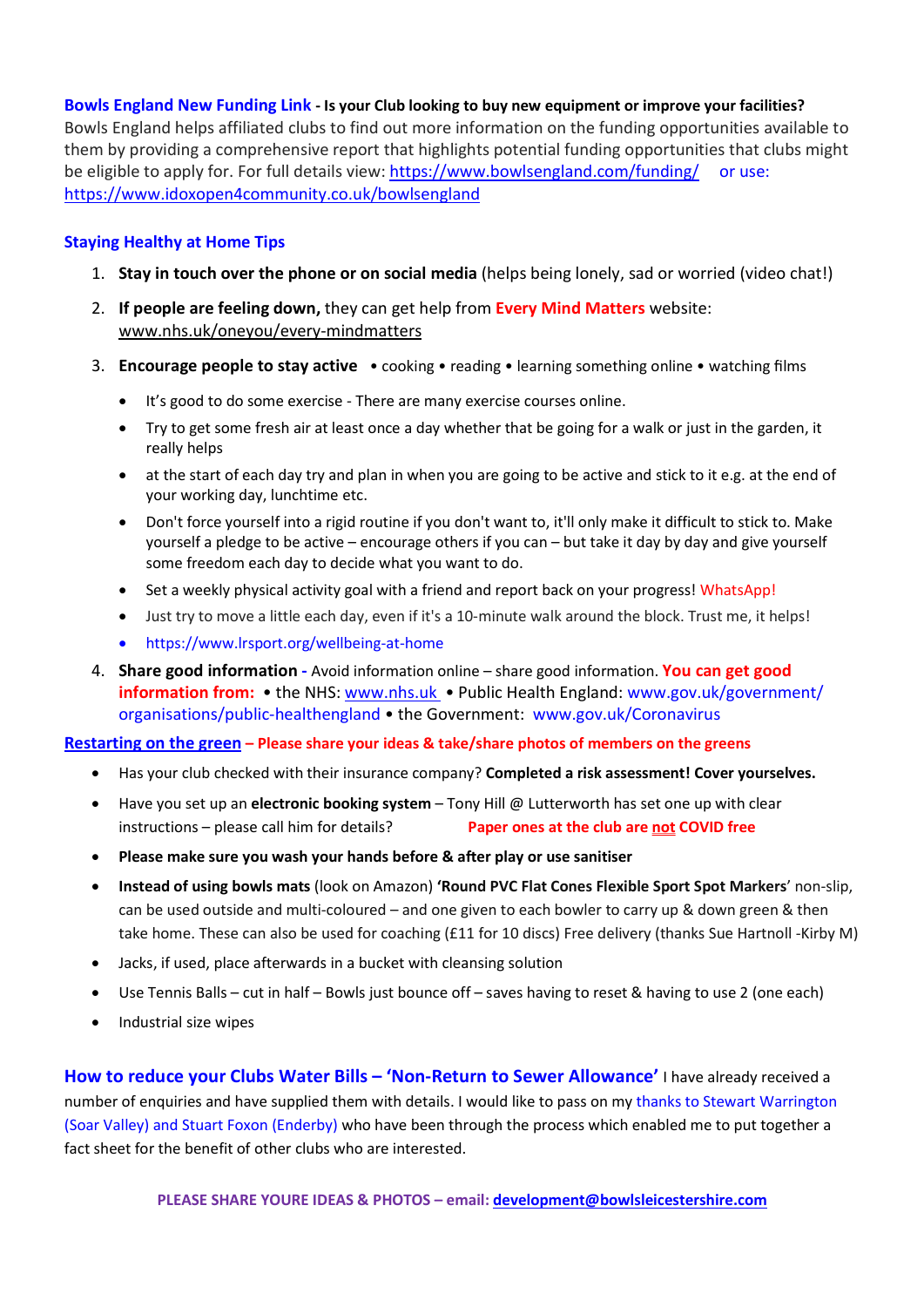**Bowls England New Funding Link** - **Is your Club looking to buy new equipment or improve your facilities?** Bowls England helps affiliated clubs to find out more information on the funding opportunities available to them by providing a comprehensive report that highlights potential funding opportunities that clubs might be eligible to apply for. For full details view: https://www.bowlsengland.com/funding/ or use: https://www.idoxopen4community.co.uk/bowlsengland

**Staying Healthy at Home Tips**

1. **Stay in touch over the phone or on social media** (helps being lonely, sad or worried (video chat!)
2. **If people are feeling down,** they can get help from **Every Mind Matters** website: www.nhs.uk/oneyou/every-mindmatters
3. **Encourage people to stay active** • cooking • reading • learning something online • watching films
   - It's good to do some exercise - There are many exercise courses online.
   - Try to get some fresh air at least once a day whether that be going for a walk or just in the garden, it really helps
   - at the start of each day try and plan in when you are going to be active and stick to it e.g. at the end of your working day, lunchtime etc.
   - Don't force yourself into a rigid routine if you don't want to, it'll only make it difficult to stick to. Make yourself a pledge to be active – encourage others if you can – but take it day by day and give yourself some freedom each day to decide what you want to do.
   - Set a weekly physical activity goal with a friend and report back on your progress! WhatsApp!
   - Just try to move a little each day, even if it's a 10-minute walk around the block. Trust me, it helps!
   - https://www.lrsport.org/wellbeing-at-home
4. **Share good information -** Avoid information online – share good information. **You can get good information from:** • the NHS: www.nhs.uk • Public Health England: www.gov.uk/government/organisations/public-healthengland • the Government: www.gov.uk/Coronavirus

**Restarting on the green – Please share your ideas & take/share photos of members on the greens**

- Has your club checked with their insurance company? **Completed a risk assessment! Cover yourselves.**
- Have you set up an **electronic booking system** – Tony Hill @ Lutterworth has set one up with clear instructions – please call him for details? **Paper ones at the club are not COVID free**
- **Please make sure you wash your hands before & after play or use sanitiser**
- **Instead of using bowls mats** (look on Amazon) **'Round PVC Flat Cones Flexible Sport Spot Markers'** non-slip, can be used outside and multi-coloured – and one given to each bowler to carry up & down green & then take home. These can also be used for coaching (£11 for 10 discs) Free delivery (thanks Sue Hartnoll -Kirby M)
- Jacks, if used, place afterwards in a bucket with cleansing solution
- Use Tennis Balls – cut in half – Bowls just bounce off – saves having to reset & having to use 2 (one each)
- Industrial size wipes

**How to reduce your Clubs Water Bills – 'Non-Return to Sewer Allowance'** I have already received a number of enquiries and have supplied them with details. I would like to pass on my thanks to Stewart Warrington (Soar Valley) and Stuart Foxon (Enderby) who have been through the process which enabled me to put together a fact sheet for the benefit of other clubs who are interested.

**PLEASE SHARE YOURE IDEAS & PHOTOS – email: development@bowlsleicestershire.com**